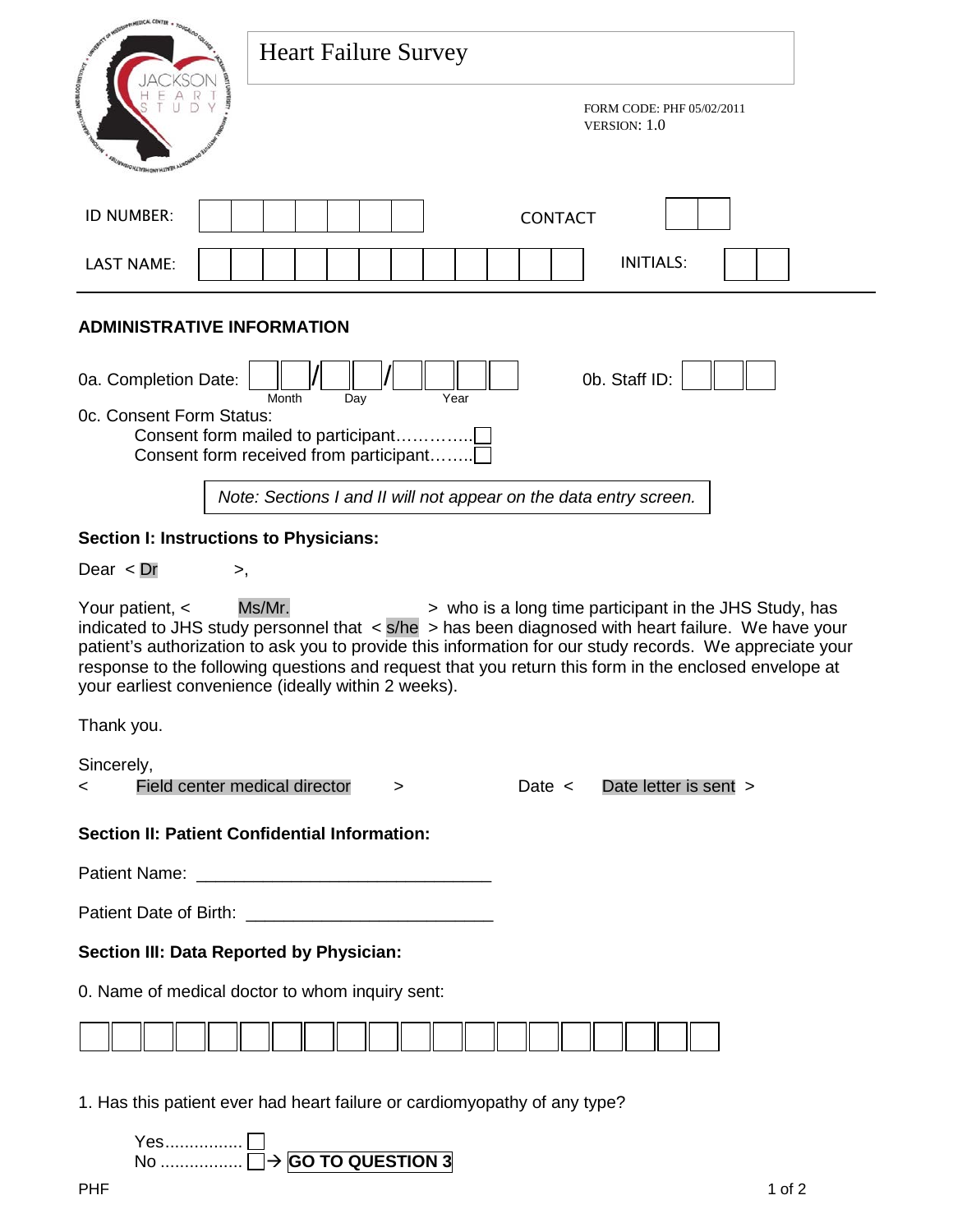# Heart Failure Survey

FORM CODE: PHF 05/02/2011
VERSION: 1.0

ID NUMBER: ☐☐☐☐☐☐☐ CONTACT ☐☐

LAST NAME: ☐☐☐☐☐☐☐☐☐☐☐☐ INITIALS: ☐☐

## ADMINISTRATIVE INFORMATION

0a. Completion Date: ☐☐/☐☐/☐☐☐☐ (Month / Day / Year) 0b. Staff ID: ☐☐☐

0c. Consent Form Status:

- Consent form mailed to participant…………..☐
- Consent form received from participant……..☐

*Note: Sections I and II will not appear on the data entry screen.*

### Section I: Instructions to Physicians:

Dear < Dr >,

Your patient, < Ms/Mr. > who is a long time participant in the JHS Study, has indicated to JHS study personnel that < s/he > has been diagnosed with heart failure. We have your patient's authorization to ask you to provide this information for our study records. We appreciate your response to the following questions and request that you return this form in the enclosed envelope at your earliest convenience (ideally within 2 weeks).

Thank you.

Sincerely,

< Field center medical director > Date < Date letter is sent >

### Section II: Patient Confidential Information:

Patient Name: ______________________________

Patient Date of Birth: _________________________

### Section III: Data Reported by Physician:

0. Name of medical doctor to whom inquiry sent:

☐☐☐☐☐☐☐☐☐☐☐☐☐☐☐☐☐☐☐☐

1. Has this patient ever had heart failure or cardiomyopathy of any type?

- Yes................ ☐
- No ................. ☐ → **GO TO QUESTION 3**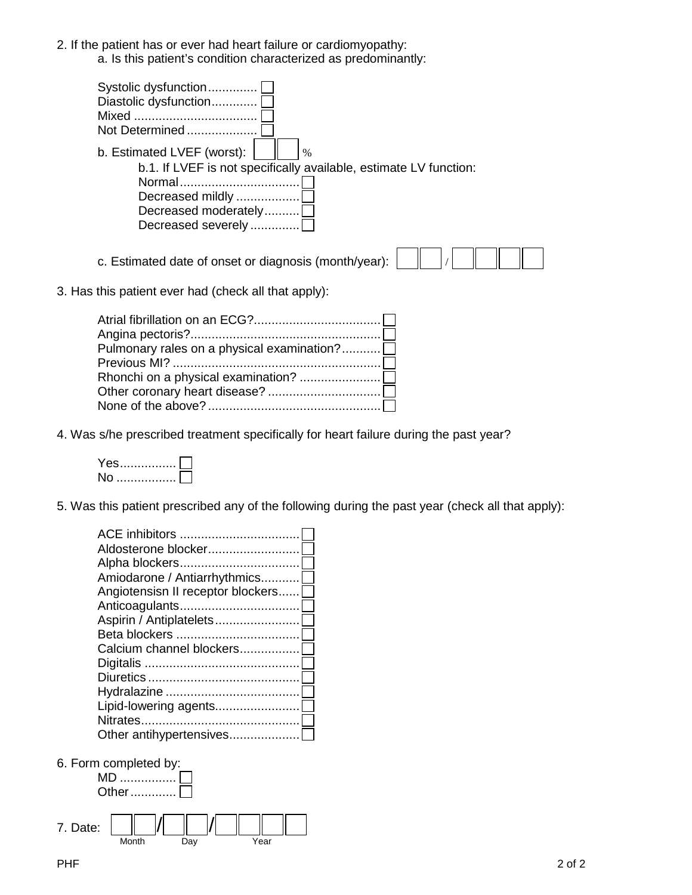2. If the patient has or ever had heart failure or cardiomyopathy:

   a. Is this patient's condition characterized as predominantly:

   - Systolic dysfunction ☐
   - Diastolic dysfunction ☐
   - Mixed ☐
   - Not Determined ☐

   b. Estimated LVEF (worst): ☐☐ %

   b.1. If LVEF is not specifically available, estimate LV function:

   - Normal ☐
   - Decreased mildly ☐
   - Decreased moderately ☐
   - Decreased severely ☐

   c. Estimated date of onset or diagnosis (month/year): ☐☐ / ☐☐☐☐

3. Has this patient ever had (check all that apply):

   - Atrial fibrillation on an ECG? ☐
   - Angina pectoris? ☐
   - Pulmonary rales on a physical examination? ☐
   - Previous MI? ☐
   - Rhonchi on a physical examination? ☐
   - Other coronary heart disease? ☐
   - None of the above? ☐

4. Was s/he prescribed treatment specifically for heart failure during the past year?

   - Yes ☐
   - No ☐

5. Was this patient prescribed any of the following during the past year (check all that apply):

   - ACE inhibitors ☐
   - Aldosterone blocker ☐
   - Alpha blockers ☐
   - Amiodarone / Antiarrhythmics ☐
   - Angiotensisn II receptor blockers ☐
   - Anticoagulants ☐
   - Aspirin / Antiplatelets ☐
   - Beta blockers ☐
   - Calcium channel blockers ☐
   - Digitalis ☐
   - Diuretics ☐
   - Hydralazine ☐
   - Lipid-lowering agents ☐
   - Nitrates ☐
   - Other antihypertensives ☐

6. Form completed by:

   - MD ☐
   - Other ☐

7. Date: ☐☐ / ☐☐ / ☐☐☐☐

   Month Day Year

PHF